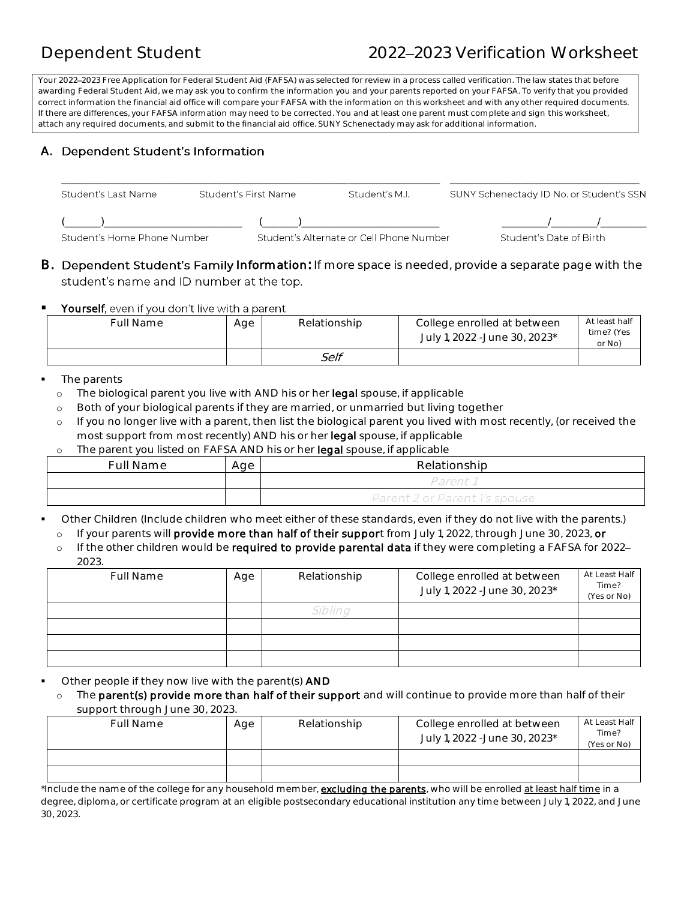# Dependent Student — 2022–2023 Verification Worksheet

Your 2022–2023 Free Application for Federal Student Aid (FAFSA) was selected for review in a process called verification. The law states that before awarding Federal Student Aid, we may ask you to confirm the information you and your parents reported on your FAFSA. To verify that you provided correct information the financial aid office will compare your FAFSA with the information on this worksheet and with any other required documents. If there are differences, your FAFSA information may need to be corrected. You and at least one parent must complete and sign this worksheet, attach any required documents, and submit to the financial aid office. SUNY Schenectady may ask for additional information.

## A. Dependent Student's Information

\_\_\_\_\_\_\_\_\_\_\_\_\_\_\_\_\_\_\_\_\_\_\_\_\_\_\_\_\_\_\_\_\_\_\_\_\_\_\_\_\_\_\_\_\_\_\_\_\_\_\_\_\_\_\_\_\_\_\_\_\_\_ \_\_\_\_\_\_\_\_\_\_\_\_\_\_\_\_\_\_\_\_\_\_\_\_\_\_\_\_\_\_\_\_\_\_

Student's Last Name — Student's First Name — Student's M.I. — SUNY Schenectady ID No. or Student's SSN

(\_\_\_\_\_\_)\_\_\_\_\_\_\_\_\_\_\_\_\_\_\_\_\_\_\_\_\_\_\_\_ (\_\_\_\_\_\_)\_\_\_\_\_\_\_\_\_\_\_\_\_\_\_\_\_\_\_\_\_\_\_\_ \_\_\_\_\_\_\_\_/\_\_\_\_\_\_\_\_/\_\_\_\_\_\_\_\_

Student's Home Phone Number — Student's Alternate or Cell Phone Number — Student's Date of Birth

## B. Dependent Student's Family Information: If more space is needed, provide a separate page with the student's name and ID number at the top.

- **Yourself**, even if you don't live with a parent

| Full Name | Age | Relationship | College enrolled at between July 1, 2022 -June 30, 2023* | At least half time? (Yes or No) |
|---|---|---|---|---|
| | | *Self* | | |

- The parents
  - The biological parent you live with AND his or her **legal** spouse, if applicable
  - Both of your biological parents if they are married, or unmarried but living together
  - If you no longer live with a parent, then list the biological parent you lived with most recently, (or received the most support from most recently) AND his or her **legal** spouse, if applicable
  - The parent you listed on FAFSA AND his or her **legal** spouse, if applicable

| Full Name | Age | Relationship |
|---|---|---|
| | | *Parent 1* |
| | | *Parent 2 or Parent 1's spouse* |

- Other Children (Include children who meet either of these standards, even if they do not live with the parents.)
  - If your parents will **provide more than half of their support** from July 1, 2022, through June 30, 2023, **or**
  - If the other children would be **required to provide parental data** if they were completing a FAFSA for 2022–2023.

| Full Name | Age | Relationship | College enrolled at between July 1, 2022 -June 30, 2023* | At Least Half Time? (Yes or No) |
|---|---|---|---|---|
| | | *Sibling* | | |
| | | | | |
| | | | | |
| | | | | |

- Other people if they now live with the parent(s) **AND**
  - The **parent(s) provide more than half of their support** and will continue to provide more than half of their support through June 30, 2023.

| Full Name | Age | Relationship | College enrolled at between July 1, 2022 -June 30, 2023* | At Least Half Time? (Yes or No) |
|---|---|---|---|---|
| | | | | |
| | | | | |

*Include the name of the college for any household member, **excluding the parents**, who will be enrolled at least half time in a degree, diploma, or certificate program at an eligible postsecondary educational institution any time between July 1, 2022, and June 30, 2023.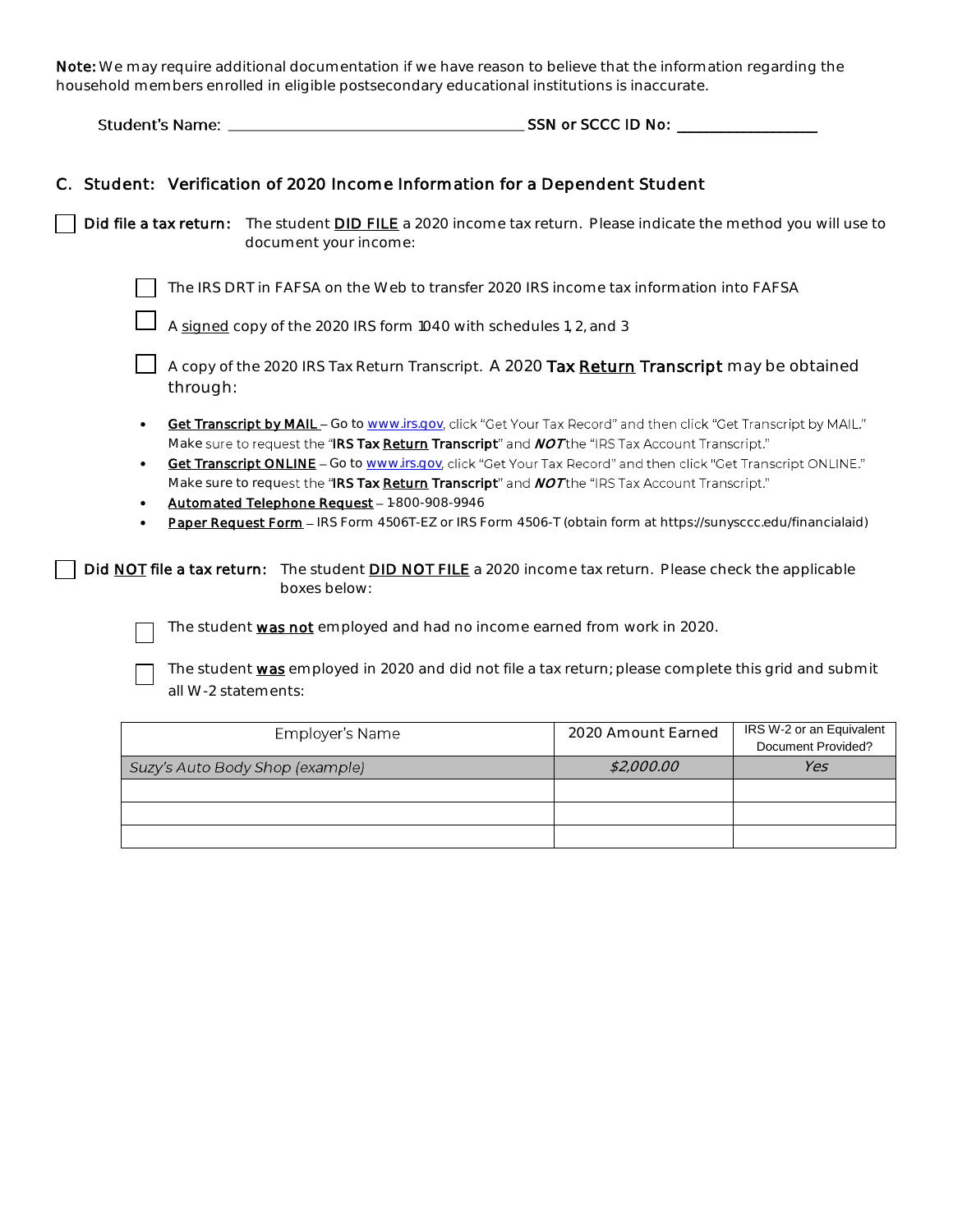**Note:** We may require additional documentation if we have reason to believe that the information regarding the household members enrolled in eligible postsecondary educational institutions is inaccurate.

Student's Name: ______________________________ **SSN or SCCC ID No:** ________________

## C. Student: Verification of 2020 Income Information for a Dependent Student

☐ **Did file a tax return:** The student **DID FILE** a 2020 income tax return. Please indicate the method you will use to document your income:

☐ The IRS DRT in FAFSA on the Web to transfer 2020 IRS income tax information into FAFSA

☐ A signed copy of the 2020 IRS form 1040 with schedules 1, 2, and 3

☐ A copy of the 2020 IRS Tax Return Transcript. A 2020 **Tax Return Transcript** may be obtained through:

- **Get Transcript by MAIL** – Go to www.irs.gov, click "Get Your Tax Record" and then click "Get Transcript by MAIL." Make sure to request the "**IRS Tax Return Transcript**" and ***NOT*** the "IRS Tax Account Transcript."
- **Get Transcript ONLINE** – Go to www.irs.gov, click "Get Your Tax Record" and then click "Get Transcript ONLINE." Make sure to request the "**IRS Tax Return Transcript**" and ***NOT*** the "IRS Tax Account Transcript."
- **Automated Telephone Request** – 1-800-908-9946
- **Paper Request Form** – IRS Form 4506T-EZ or IRS Form 4506-T (obtain form at https://sunysccc.edu/financialaid)

☐ **Did NOT file a tax return:** The student **DID NOT FILE** a 2020 income tax return. Please check the applicable boxes below:

☐ The student **was not** employed and had no income earned from work in 2020.

☐ The student **was** employed in 2020 and did not file a tax return; please complete this grid and submit all W-2 statements:

| Employer's Name | 2020 Amount Earned | IRS W-2 or an Equivalent Document Provided? |
|---|---|---|
| *Suzy's Auto Body Shop (example)* | *$2,000.00* | *Yes* |
| | | |
| | | |
| | | |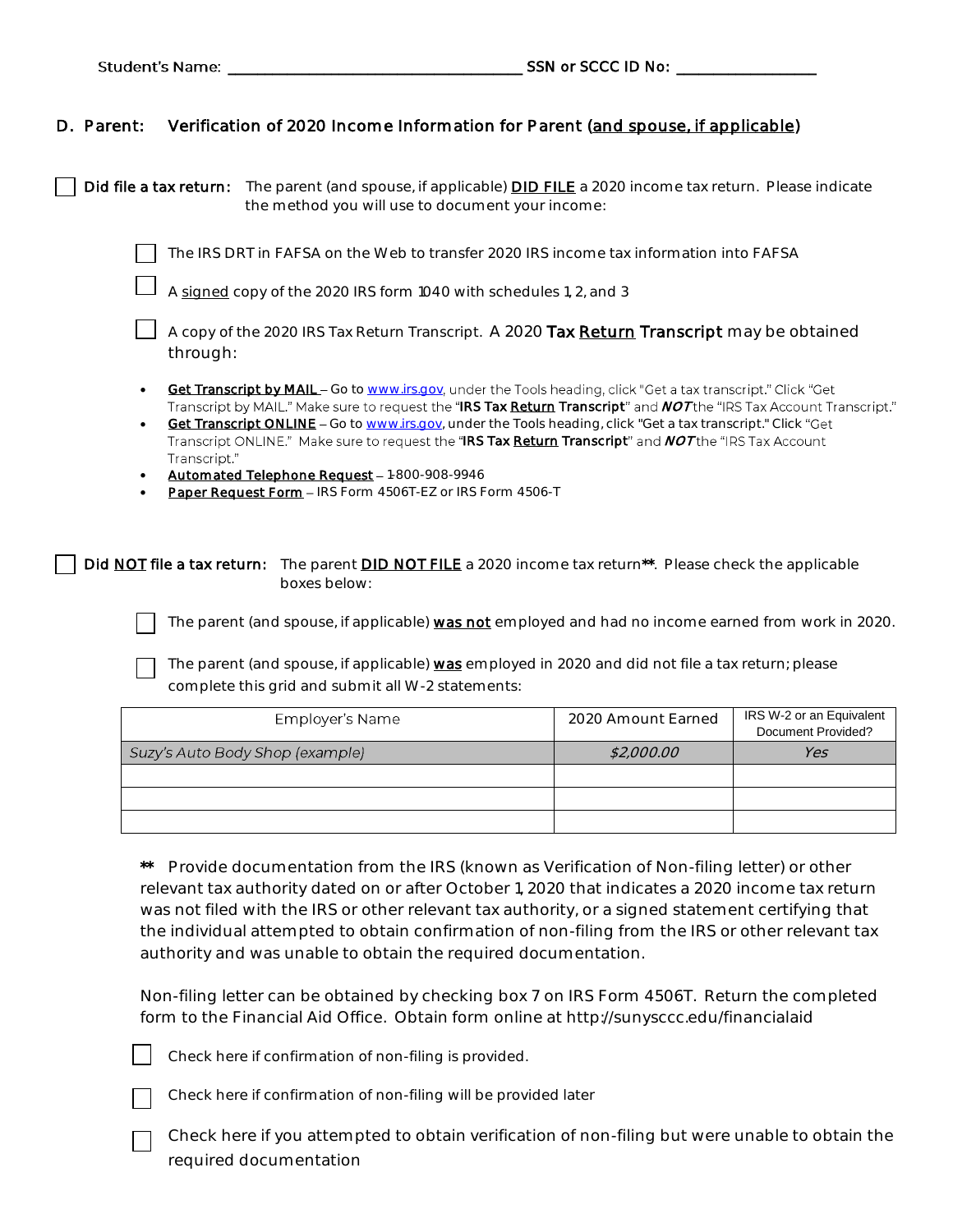Student's Name: ______________________________ SSN or SCCC ID No: ______________

## D. Parent: Verification of 2020 Income Information for Parent (and spouse, if applicable)

☐ **Did file a tax return:** The parent (and spouse, if applicable) **DID FILE** a 2020 income tax return. Please indicate the method you will use to document your income:

☐ The IRS DRT in FAFSA on the Web to transfer 2020 IRS income tax information into FAFSA

☐ A signed copy of the 2020 IRS form 1040 with schedules 1, 2, and 3

☐ A copy of the 2020 IRS Tax Return Transcript. A 2020 **Tax Return Transcript** may be obtained through:

- **Get Transcript by MAIL** – Go to www.irs.gov, under the Tools heading, click "Get a tax transcript." Click "Get Transcript by MAIL." Make sure to request the "**IRS Tax Return Transcript**" and ***NOT*** the "IRS Tax Account Transcript."
- **Get Transcript ONLINE** – Go to www.irs.gov, under the Tools heading, click "Get a tax transcript." Click "Get Transcript ONLINE." Make sure to request the "**IRS Tax Return Transcript**" and ***NOT*** the "IRS Tax Account Transcript."
- **Automated Telephone Request** – 1-800-908-9946
- **Paper Request Form** – IRS Form 4506T-EZ or IRS Form 4506-T

☐ **Did NOT file a tax return:** The parent **DID NOT FILE** a 2020 income tax return**. Please check the applicable boxes below:

☐ The parent (and spouse, if applicable) **was not** employed and had no income earned from work in 2020.

☐ The parent (and spouse, if applicable) **was** employed in 2020 and did not file a tax return; please complete this grid and submit all W-2 statements:

| Employer's Name | 2020 Amount Earned | IRS W-2 or an Equivalent Document Provided? |
|---|---|---|
| *Suzy's Auto Body Shop (example)* | *$2,000.00* | *Yes* |
| | | |
| | | |
| | | |

** Provide documentation from the IRS (known as Verification of Non-filing letter) or other relevant tax authority dated on or after October 1, 2020 that indicates a 2020 income tax return was not filed with the IRS or other relevant tax authority, or a signed statement certifying that the individual attempted to obtain confirmation of non-filing from the IRS or other relevant tax authority and was unable to obtain the required documentation.

Non-filing letter can be obtained by checking box 7 on IRS Form 4506T. Return the completed form to the Financial Aid Office. Obtain form online at http://sunysccc.edu/financialaid

☐ Check here if confirmation of non-filing is provided.

☐ Check here if confirmation of non-filing will be provided later

☐ Check here if you attempted to obtain verification of non-filing but were unable to obtain the required documentation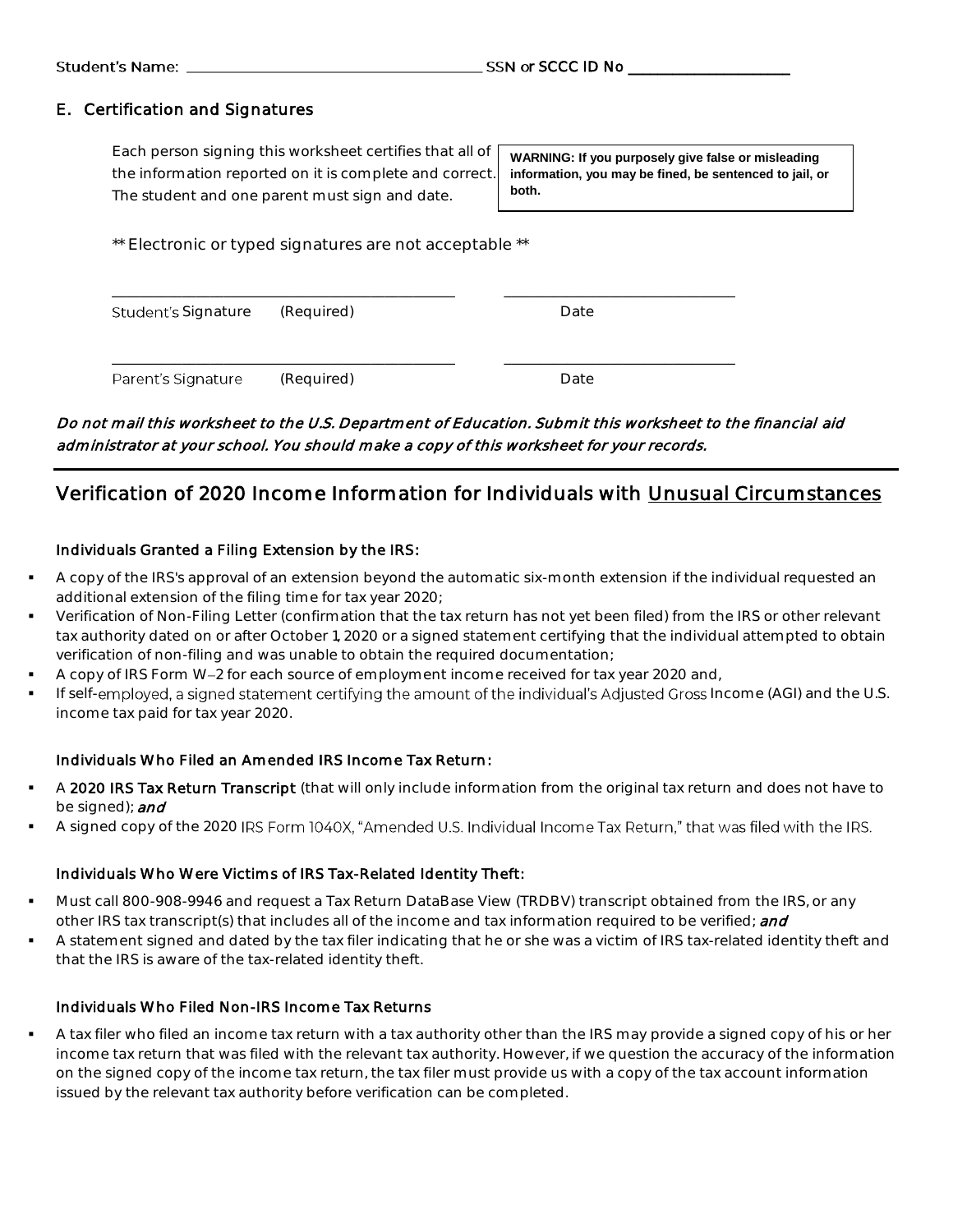Student's Name: ______________________________ SSN or SCCC ID No ________________

## E. Certification and Signatures

Each person signing this worksheet certifies that all of the information reported on it is complete and correct. The student and one parent must sign and date.

**WARNING: If you purposely give false or misleading information, you may be fined, be sentenced to jail, or both.**

** Electronic or typed signatures are not acceptable **

_______________________________________ ____________________________

Student's Signature (Required) Date

_______________________________________ ____________________________

Parent's Signature (Required) Date

***Do not mail this worksheet to the U.S. Department of Education. Submit this worksheet to the financial aid administrator at your school. You should make a copy of this worksheet for your records.***

---

## Verification of 2020 Income Information for Individuals with Unusual Circumstances

### Individuals Granted a Filing Extension by the IRS:

- A copy of the IRS's approval of an extension beyond the automatic six-month extension if the individual requested an additional extension of the filing time for tax year 2020;
- Verification of Non-Filing Letter (confirmation that the tax return has not yet been filed) from the IRS or other relevant tax authority dated on or after October 1, 2020 or a signed statement certifying that the individual attempted to obtain verification of non-filing and was unable to obtain the required documentation;
- A copy of IRS Form W–2 for each source of employment income received for tax year 2020 and,
- If self-employed, a signed statement certifying the amount of the individual's Adjusted Gross Income (AGI) and the U.S. income tax paid for tax year 2020.

### Individuals Who Filed an Amended IRS Income Tax Return:

- A **2020 IRS Tax Return Transcript** (that will only include information from the original tax return and does not have to be signed); ***and***
- A signed copy of the 2020 IRS Form 1040X, "Amended U.S. Individual Income Tax Return," that was filed with the IRS.

### Individuals Who Were Victims of IRS Tax-Related Identity Theft:

- Must call 800-908-9946 and request a Tax Return DataBase View (TRDBV) transcript obtained from the IRS, or any other IRS tax transcript(s) that includes all of the income and tax information required to be verified; ***and***
- A statement signed and dated by the tax filer indicating that he or she was a victim of IRS tax-related identity theft and that the IRS is aware of the tax-related identity theft.

### Individuals Who Filed Non-IRS Income Tax Returns

- A tax filer who filed an income tax return with a tax authority other than the IRS may provide a signed copy of his or her income tax return that was filed with the relevant tax authority. However, if we question the accuracy of the information on the signed copy of the income tax return, the tax filer must provide us with a copy of the tax account information issued by the relevant tax authority before verification can be completed.